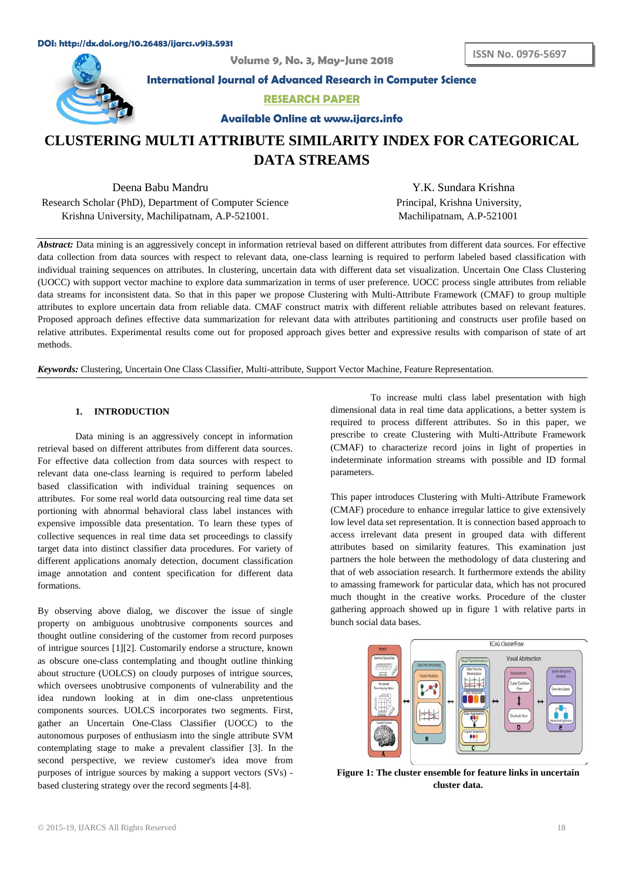DOI: http://dx.doi.org/10.26483/ijarcs.v9i3.5931

ISSN No. 0976-5697

Volume 9, No. 3, May-June 2018

International Journal of Advanced Research in Computer Science

RESEARCH PAPER

Available Online at www.ijarcs.info

# CLUSTERING MULTI ATTRIBUTE SIMILARITY INDEX FOR CATEGORICAL DATA STREAMS

Deena Babu Mandru
Research Scholar (PhD), Department of Computer Science
Krishna University, Machilipatnam, A.P-521001.

Y.K. Sundara Krishna
Principal, Krishna University,
Machilipatnam, A.P-521001

***Abstract:*** Data mining is an aggressively concept in information retrieval based on different attributes from different data sources. For effective data collection from data sources with respect to relevant data, one-class learning is required to perform labeled based classification with individual training sequences on attributes. In clustering, uncertain data with different data set visualization. Uncertain One Class Clustering (UOCC) with support vector machine to explore data summarization in terms of user preference. UOCC process single attributes from reliable data streams for inconsistent data. So that in this paper we propose Clustering with Multi-Attribute Framework (CMAF) to group multiple attributes to explore uncertain data from reliable data. CMAF construct matrix with different reliable attributes based on relevant features. Proposed approach defines effective data summarization for relevant data with attributes partitioning and constructs user profile based on relative attributes. Experimental results come out for proposed approach gives better and expressive results with comparison of state of art methods.

***Keywords:*** Clustering, Uncertain One Class Classifier, Multi-attribute, Support Vector Machine, Feature Representation.

## 1. INTRODUCTION

Data mining is an aggressively concept in information retrieval based on different attributes from different data sources. For effective data collection from data sources with respect to relevant data one-class learning is required to perform labeled based classification with individual training sequences on attributes. For some real world data outsourcing real time data set portioning with abnormal behavioral class label instances with expensive impossible data presentation. To learn these types of collective sequences in real time data set proceedings to classify target data into distinct classifier data procedures. For variety of different applications anomaly detection, document classification image annotation and content specification for different data formations.

By observing above dialog, we discover the issue of single property on ambiguous unobtrusive components sources and thought outline considering of the customer from record purposes of intrigue sources [1][2]. Customarily endorse a structure, known as obscure one-class contemplating and thought outline thinking about structure (UOLCS) on cloudy purposes of intrigue sources, which oversees unobtrusive components of vulnerability and the idea rundown looking at in dim one-class unpretentious components sources. UOLCS incorporates two segments. First, gather an Uncertain One-Class Classifier (UOCC) to the autonomous purposes of enthusiasm into the single attribute SVM contemplating stage to make a prevalent classifier [3]. In the second perspective, we review customer's idea move from purposes of intrigue sources by making a support vectors (SVs) - based clustering strategy over the record segments [4-8].

To increase multi class label presentation with high dimensional data in real time data applications, a better system is required to process different attributes. So in this paper, we prescribe to create Clustering with Multi-Attribute Framework (CMAF) to characterize record joins in light of properties in indeterminate information streams with possible and ID formal parameters.

This paper introduces Clustering with Multi-Attribute Framework (CMAF) procedure to enhance irregular lattice to give extensively low level data set representation. It is connection based approach to access irrelevant data present in grouped data with different attributes based on similarity features. This examination just partners the hole between the methodology of data clustering and that of web association research. It furthermore extends the ability to amassing framework for particular data, which has not procured much thought in the creative works. Procedure of the cluster gathering approach showed up in figure 1 with relative parts in bunch social data bases.

**Figure 1: The cluster ensemble for feature links in uncertain cluster data.**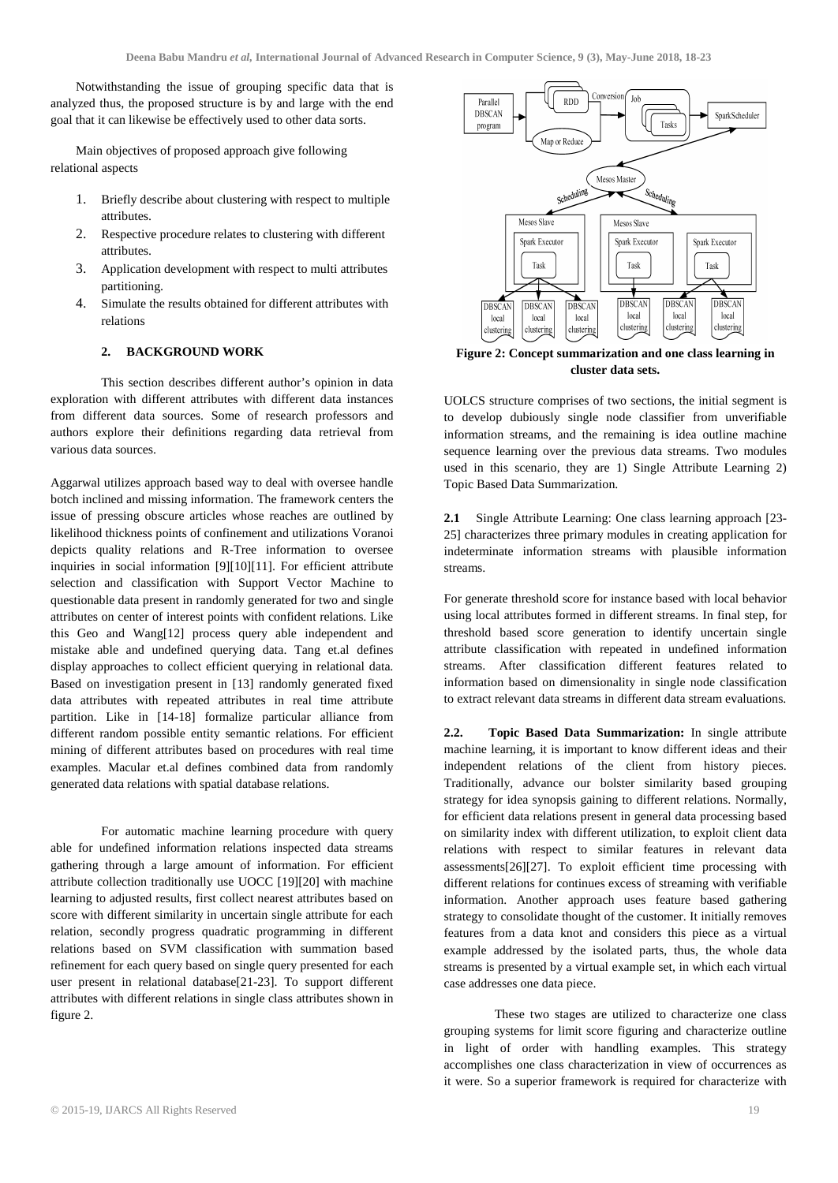Notwithstanding the issue of grouping specific data that is analyzed thus, the proposed structure is by and large with the end goal that it can likewise be effectively used to other data sorts.

Main objectives of proposed approach give following relational aspects

1. Briefly describe about clustering with respect to multiple attributes.
2. Respective procedure relates to clustering with different attributes.
3. Application development with respect to multi attributes partitioning.
4. Simulate the results obtained for different attributes with relations

## 2. BACKGROUND WORK

This section describes different author's opinion in data exploration with different attributes with different data instances from different data sources. Some of research professors and authors explore their definitions regarding data retrieval from various data sources.

Aggarwal utilizes approach based way to deal with oversee handle botch inclined and missing information. The framework centers the issue of pressing obscure articles whose reaches are outlined by likelihood thickness points of confinement and utilizations Voranoi depicts quality relations and R-Tree information to oversee inquiries in social information [9][10][11]. For efficient attribute selection and classification with Support Vector Machine to questionable data present in randomly generated for two and single attributes on center of interest points with confident relations. Like this Geo and Wang[12] process query able independent and mistake able and undefined querying data. Tang et.al defines display approaches to collect efficient querying in relational data. Based on investigation present in [13] randomly generated fixed data attributes with repeated attributes in real time attribute partition. Like in [14-18] formalize particular alliance from different random possible entity semantic relations. For efficient mining of different attributes based on procedures with real time examples. Macular et.al defines combined data from randomly generated data relations with spatial database relations.

For automatic machine learning procedure with query able for undefined information relations inspected data streams gathering through a large amount of information. For efficient attribute collection traditionally use UOCC [19][20] with machine learning to adjusted results, first collect nearest attributes based on score with different similarity in uncertain single attribute for each relation, secondly progress quadratic programming in different relations based on SVM classification with summation based refinement for each query based on single query presented for each user present in relational database[21-23]. To support different attributes with different relations in single class attributes shown in figure 2.

**Figure 2: Concept summarization and one class learning in cluster data sets.**

UOLCS structure comprises of two sections, the initial segment is to develop dubiously single node classifier from unverifiable information streams, and the remaining is idea outline machine sequence learning over the previous data streams. Two modules used in this scenario, they are 1) Single Attribute Learning 2) Topic Based Data Summarization.

**2.1** Single Attribute Learning: One class learning approach [23-25] characterizes three primary modules in creating application for indeterminate information streams with plausible information streams.

For generate threshold score for instance based with local behavior using local attributes formed in different streams. In final step, for threshold based score generation to identify uncertain single attribute classification with repeated in undefined information streams. After classification different features related to information based on dimensionality in single node classification to extract relevant data streams in different data stream evaluations.

**2.2. Topic Based Data Summarization:** In single attribute machine learning, it is important to know different ideas and their independent relations of the client from history pieces. Traditionally, advance our bolster similarity based grouping strategy for idea synopsis gaining to different relations. Normally, for efficient data relations present in general data processing based on similarity index with different utilization, to exploit client data relations with respect to similar features in relevant data assessments[26][27]. To exploit efficient time processing with different relations for continues excess of streaming with verifiable information. Another approach uses feature based gathering strategy to consolidate thought of the customer. It initially removes features from a data knot and considers this piece as a virtual example addressed by the isolated parts, thus, the whole data streams is presented by a virtual example set, in which each virtual case addresses one data piece.

These two stages are utilized to characterize one class grouping systems for limit score figuring and characterize outline in light of order with handling examples. This strategy accomplishes one class characterization in view of occurrences as it were. So a superior framework is required for characterize with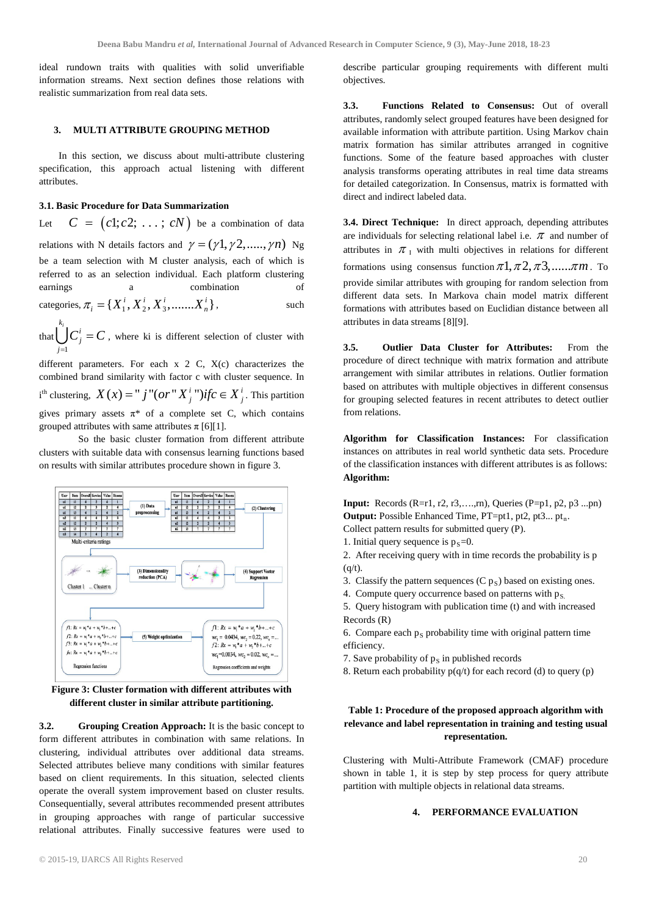ideal rundown traits with qualities with solid unverifiable information streams. Next section defines those relations with realistic summarization from real data sets.

## 3. MULTI ATTRIBUTE GROUPING METHOD

In this section, we discuss about multi-attribute clustering specification, this approach actual listening with different attributes.

### 3.1. Basic Procedure for Data Summarization

Let $C = (c1; c2; \ldots; cN)$ be a combination of data relations with N details factors and $\gamma = (\gamma 1, \gamma 2, \ldots\ldots, \gamma n)$ Ng be a team selection with M cluster analysis, each of which is referred to as an selection individual. Each platform clustering earnings a combination of categories, $\pi_i = \{X_1^i, X_2^i, X_3^i, \ldots\ldots. X_n^i\}$, such that $\bigcup_{j=1}^{k_i} C_j^i = C$, where ki is different selection of cluster with different parameters. For each x 2 C, X(c) characterizes the combined brand similarity with factor c with cluster sequence. In i[th] clustering, $X(x) = "j"(or "X_j^i") if c \in X_j^i$. This partition gives primary assets $\pi$* of a complete set C, which contains grouped attributes with same attributes $\pi$ [6][1].

So the basic cluster formation from different attribute clusters with suitable data with consensus learning functions based on results with similar attributes procedure shown in figure 3.

**Figure 3: Cluster formation with different attributes with different cluster in similar attribute partitioning.**

**3.2. Grouping Creation Approach:** It is the basic concept to form different attributes in combination with same relations. In clustering, individual attributes over additional data streams. Selected attributes believe many conditions with similar features based on client requirements. In this situation, selected clients operate the overall system improvement based on cluster results. Consequentially, several attributes recommended present attributes in grouping approaches with range of particular successive relational attributes. Finally successive features were used to describe particular grouping requirements with different multi objectives.

**3.3. Functions Related to Consensus:** Out of overall attributes, randomly select grouped features have been designed for available information with attribute partition. Using Markov chain matrix formation has similar attributes arranged in cognitive functions. Some of the feature based approaches with cluster analysis transforms operating attributes in real time data streams for detailed categorization. In Consensus, matrix is formatted with direct and indirect labeled data.

**3.4. Direct Techniqune:** In direct approach, depending attributes are individuals for selecting relational label i.e. $\pi$ and number of attributes in $\pi_I$ with multi objectives in relations for different formations using consensus function $\pi 1, \pi 2, \pi 3, \ldots\ldots \pi m$. To provide similar attributes with grouping for random selection from different data sets. In Markova chain model matrix different formations with attributes based on Euclidian distance between all attributes in data streams [8][9].

**3.5. Outlier Data Cluster for Attributes:** From the procedure of direct technique with matrix formation and attribute arrangement with similar attributes in relations. Outlier formation based on attributes with multiple objectives in different consensus for grouping selected features in recent attributes to detect outlier from relations.

**Algorithm for Classification Instances:** For classification instances on attributes in real world synthetic data sets. Procedure of the classification instances with different attributes is as follows:

**Algorithm:**

**Input:** Records (R=r1, r2, r3,….,rn), Queries (P=p1, p2, p3 ...pn)
**Output:** Possible Enhanced Time, PT=pt1, pt2, pt3... $pt_n$.
Collect pattern results for submitted query (P).

1. Initial query sequence is $p_S$=0.
2. After receiving query with in time records the probability is p (q/t).
3. Classify the pattern sequences (C $p_S$) based on existing ones.
4. Compute query occurrence based on patterns with $p_S$.
5. Query histogram with publication time (t) and with increased Records (R)
6. Compare each $p_S$ probability time with original pattern time efficiency.
7. Save probability of $p_S$ in published records
8. Return each probability p(q/t) for each record (d) to query (p)

**Table 1: Procedure of the proposed approach algorithm with relevance and label representation in training and testing usual representation.**

Clustering with Multi-Attribute Framework (CMAF) procedure shown in table 1, it is step by step process for query attribute partition with multiple objects in relational data streams.

## 4. PERFORMANCE EVALUATION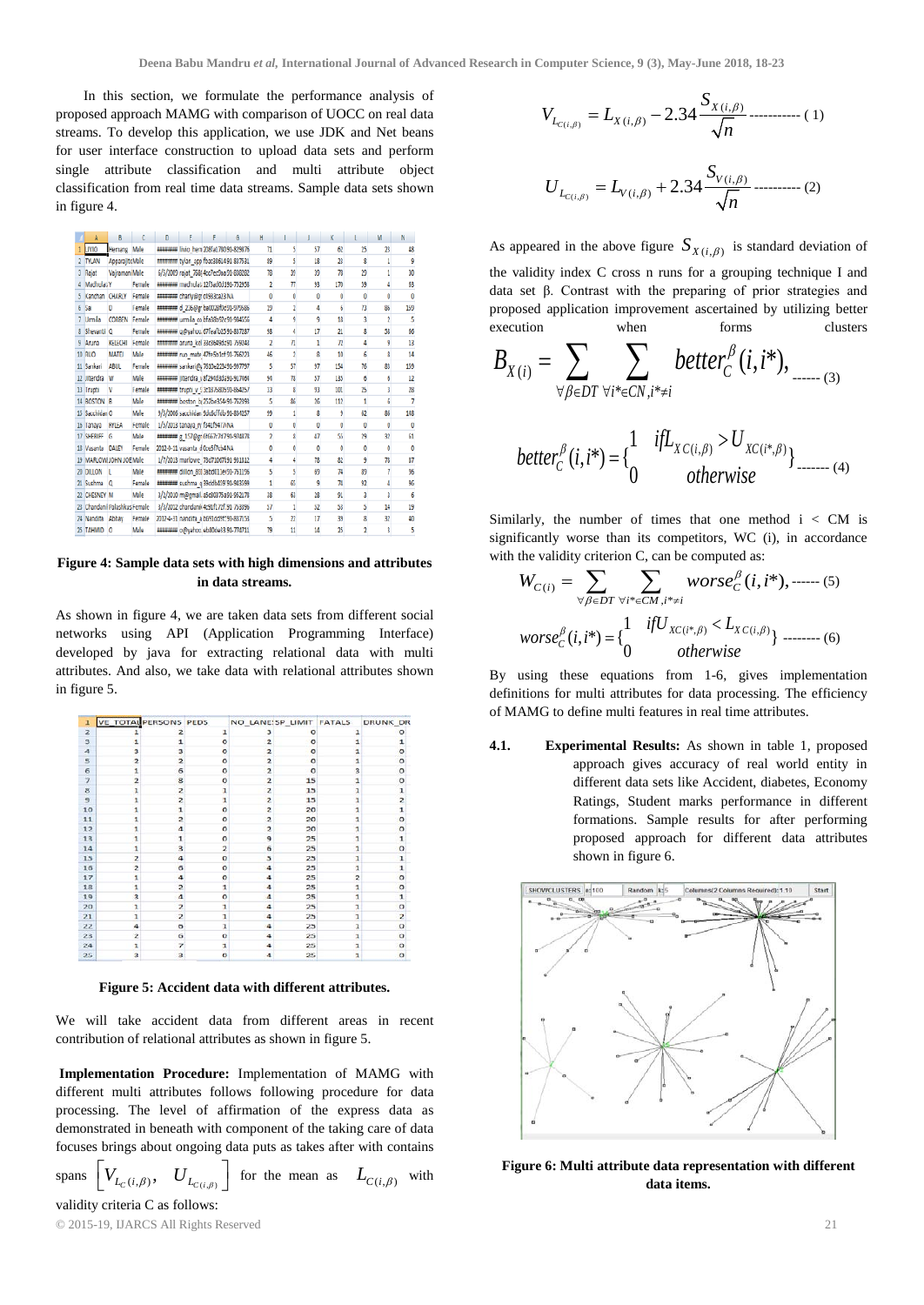In this section, we formulate the performance analysis of proposed approach MAMG with comparison of UOCC on real data streams. To develop this application, we use JDK and Net beans for user interface construction to upload data sets and perform single attribute classification and multi attribute object classification from real time data streams. Sample data sets shown in figure 4.

**Figure 4: Sample data sets with high dimensions and attributes in data streams.**

As shown in figure 4, we are taken data sets from different social networks using API (Application Programming Interface) developed by java for extracting relational data with multi attributes. And also, we take data with relational attributes shown in figure 5.

**Figure 5: Accident data with different attributes.**

We will take accident data from different areas in recent contribution of relational attributes as shown in figure 5.

**Implementation Procedure:** Implementation of MAMG with different multi attributes follows following procedure for data processing. The level of affirmation of the express data as demonstrated in beneath with component of the taking care of data focuses brings about ongoing data puts as takes after with contains spans $\left[V_{L_{C}(i,\beta)},\ U_{L_{C(i,\beta)}}\right]$ for the mean as $L_{C(i,\beta)}$ with validity criteria C as follows:

$$V_{L_{C(i,\beta)}} = L_{X(i,\beta)} - 2.34\frac{S_{X(i,\beta)}}{\sqrt{n}} \text{ ----------- (1)}$$

$$U_{L_{C(i,\beta)}} = L_{V(i,\beta)} + 2.34\frac{S_{V(i,\beta)}}{\sqrt{n}} \text{ ---------- (2)}$$

As appeared in the above figure $S_{X(i,\beta)}$ is standard deviation of the validity index C cross n runs for a grouping technique I and data set β. Contrast with the preparing of prior strategies and proposed application improvement ascertained by utilizing better execution when forms clusters

$$B_{X(i)} = \sum_{\forall \beta \in DT}\ \sum_{\forall i^* \in CN, i^* \neq i} better_{C}^{\beta}(i,i^*), \text{ ------ (3)}$$

$$better_{C}^{\beta}(i,i^*) = \begin{cases} 1 & if L_{XC(i,\beta)} > U_{XC(i^*,\beta)} \\ 0 & otherwise \end{cases} \text{ ------- (4)}$$

Similarly, the number of times that one method i < CM is significantly worse than its competitors, WC (i), in accordance with the validity criterion C, can be computed as:

$$W_{C(i)} = \sum_{\forall \beta \in DT}\ \sum_{\forall i^* \in CM, i^* \neq i} worse_{C}^{\beta}(i,i^*), \text{ ------ (5)}$$

$$worse_{C}^{\beta}(i,i^*) = \begin{cases} 1 & if U_{XC(i^*,\beta)} < L_{XC(i,\beta)} \\ 0 & otherwise \end{cases} \text{ -------- (6)}$$

By using these equations from 1-6, gives implementation definitions for multi attributes for data processing. The efficiency of MAMG to define multi features in real time attributes.

**4.1. Experimental Results:** As shown in table 1, proposed approach gives accuracy of real world entity in different data sets like Accident, diabetes, Economy Ratings, Student marks performance in different formations. Sample results for after performing proposed approach for different data attributes shown in figure 6.

**Figure 6: Multi attribute data representation with different data items.**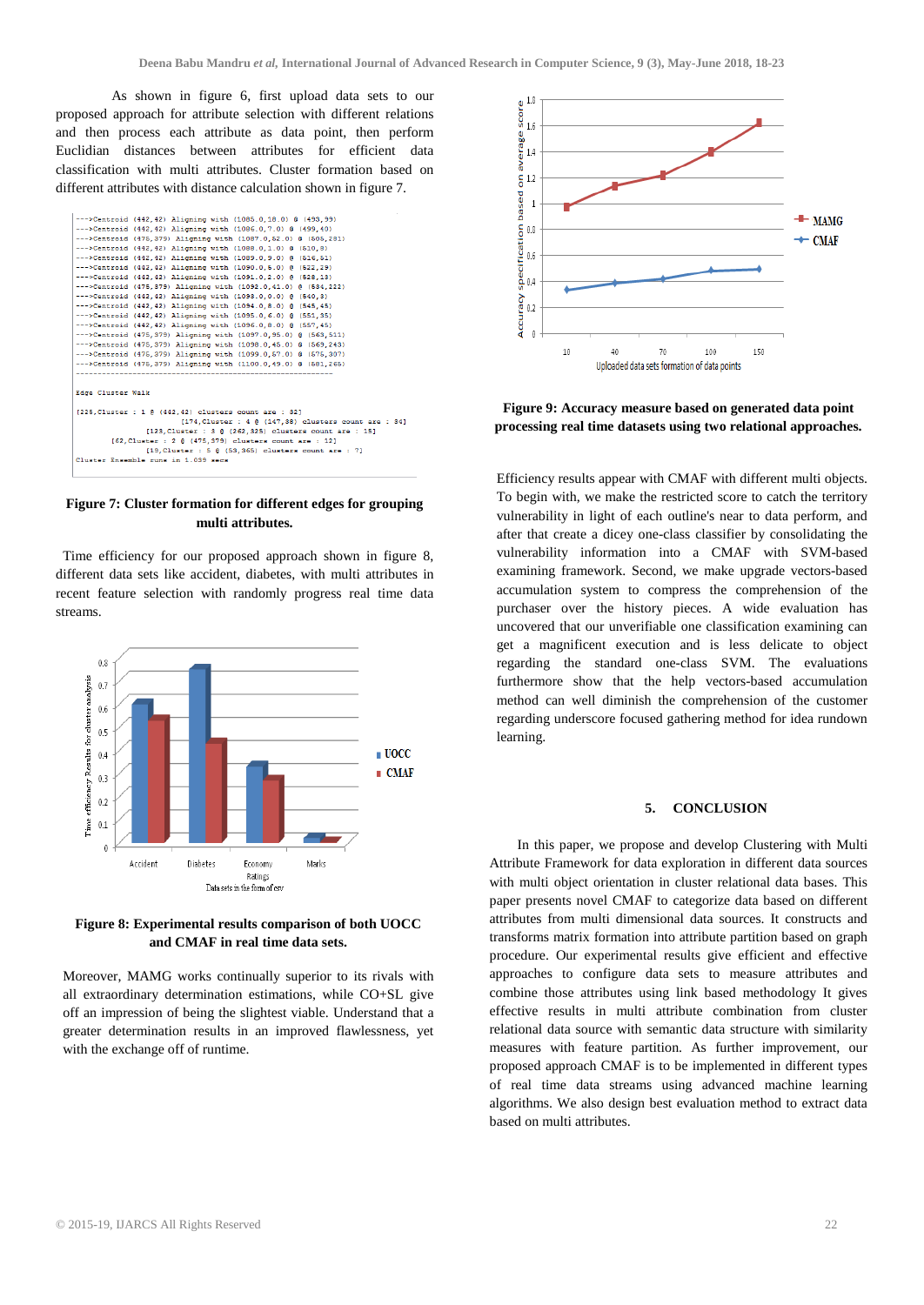As shown in figure 6, first upload data sets to our proposed approach for attribute selection with different relations and then process each attribute as data point, then perform Euclidian distances between attributes for efficient data classification with multi attributes. Cluster formation based on different attributes with distance calculation shown in figure 7.

```
--->Centroid (442,42) Aligning with (1085.0,18.0) @ (493,99)
--->Centroid (442,42) Aligning with (1086.0,7.0) @ (499,40)
--->Centroid (475,379) Aligning with (1087.0,62.0) @ (506,281)
--->Centroid (442,42) Aligning with (1088.0,1.0) @ (510,8)
--->Centroid (442,42) Aligning with (1089.0,9.0) @ (516,51)
--->Centroid (442,42) Aligning with (1090.0,5.0) @ (522,29)
--->Centroid (442,42) Aligning with (1091.0,2.0) @ (528,13)
--->Centroid (475,379) Aligning with (1092.0,41.0) @ (534,222)
--->Centroid (442,42) Aligning with (1093.0,0.0) @ (540,3)
--->Centroid (442,42) Aligning with (1094.0,8.0) @ (545,45)
--->Centroid (442,42) Aligning with (1095.0,6.0) @ (551,35)
--->Centroid (442,42) Aligning with (1096.0,8.0) @ (557,45)
--->Centroid (475,379) Aligning with (1097.0,95.0) @ (563,511)
--->Centroid (475,379) Aligning with (1098.0,45.0) @ (569,243)
--->Centroid (475,379) Aligning with (1099.0,57.0) @ (575,307)
--->Centroid (475,379) Aligning with (1100.0,49.0) @ (581,265)
------------------------------------------------------------

Edge Cluster Walk

[225,Cluster : 1 @ (442,42) clusters count are : 32]
                [174,Cluster : 4 @ (147,88) clusters count are : 34]
          [123,Cluster : 3 @ (262,325) clusters count are : 15]
     [62,Cluster : 2 @ (475,379) clusters count are : 12]
          [19,Cluster : 5 @ (53,365) clusters count are : 7]
Cluster Ensemble runs in 1.039 secs
```

**Figure 7: Cluster formation for different edges for grouping multi attributes.**

Time efficiency for our proposed approach shown in figure 8, different data sets like accident, diabetes, with multi attributes in recent feature selection with randomly progress real time data streams.

**Figure 8: Experimental results comparison of both UOCC and CMAF in real time data sets.**

Moreover, MAMG works continually superior to its rivals with all extraordinary determination estimations, while CO+SL give off an impression of being the slightest viable. Understand that a greater determination results in an improved flawlessness, yet with the exchange off of runtime.

**Figure 9: Accuracy measure based on generated data point processing real time datasets using two relational approaches.**

Efficiency results appear with CMAF with different multi objects. To begin with, we make the restricted score to catch the territory vulnerability in light of each outline's near to data perform, and after that create a dicey one-class classifier by consolidating the vulnerability information into a CMAF with SVM-based examining framework. Second, we make upgrade vectors-based accumulation system to compress the comprehension of the purchaser over the history pieces. A wide evaluation has uncovered that our unverifiable one classification examining can get a magnificent execution and is less delicate to object regarding the standard one-class SVM. The evaluations furthermore show that the help vectors-based accumulation method can well diminish the comprehension of the customer regarding underscore focused gathering method for idea rundown learning.

## 5. CONCLUSION

In this paper, we propose and develop Clustering with Multi Attribute Framework for data exploration in different data sources with multi object orientation in cluster relational data bases. This paper presents novel CMAF to categorize data based on different attributes from multi dimensional data sources. It constructs and transforms matrix formation into attribute partition based on graph procedure. Our experimental results give efficient and effective approaches to configure data sets to measure attributes and combine those attributes using link based methodology It gives effective results in multi attribute combination from cluster relational data source with semantic data structure with similarity measures with feature partition. As further improvement, our proposed approach CMAF is to be implemented in different types of real time data streams using advanced machine learning algorithms. We also design best evaluation method to extract data based on multi attributes.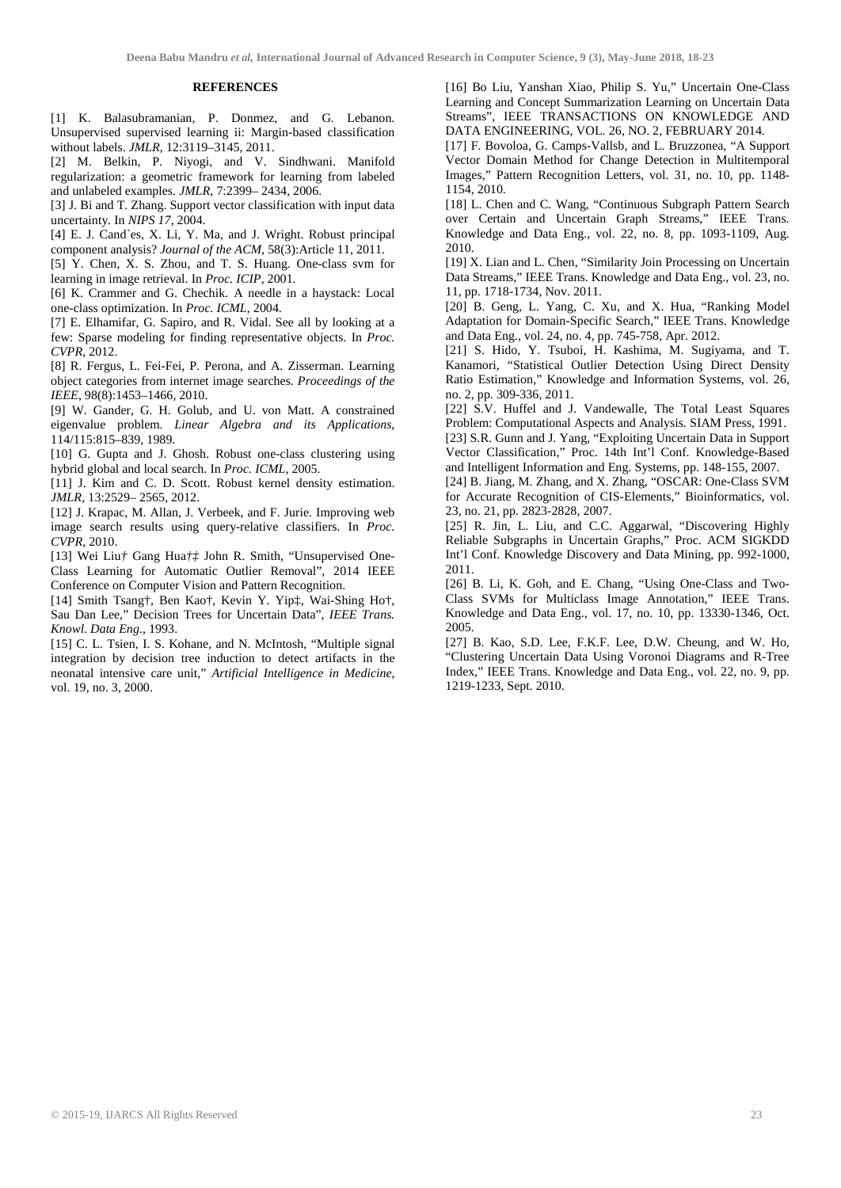## REFERENCES

[1] K. Balasubramanian, P. Donmez, and G. Lebanon. Unsupervised supervised learning ii: Margin-based classification without labels. *JMLR*, 12:3119–3145, 2011.

[2] M. Belkin, P. Niyogi, and V. Sindhwani. Manifold regularization: a geometric framework for learning from labeled and unlabeled examples. *JMLR*, 7:2399– 2434, 2006.

[3] J. Bi and T. Zhang. Support vector classification with input data uncertainty. In *NIPS 17*, 2004.

[4] E. J. Cand`es, X. Li, Y. Ma, and J. Wright. Robust principal component analysis? *Journal of the ACM*, 58(3):Article 11, 2011.

[5] Y. Chen, X. S. Zhou, and T. S. Huang. One-class svm for learning in image retrieval. In *Proc. ICIP*, 2001.

[6] K. Crammer and G. Chechik. A needle in a haystack: Local one-class optimization. In *Proc. ICML*, 2004.

[7] E. Elhamifar, G. Sapiro, and R. Vidal. See all by looking at a few: Sparse modeling for finding representative objects. In *Proc. CVPR*, 2012.

[8] R. Fergus, L. Fei-Fei, P. Perona, and A. Zisserman. Learning object categories from internet image searches. *Proceedings of the IEEE*, 98(8):1453–1466, 2010.

[9] W. Gander, G. H. Golub, and U. von Matt. A constrained eigenvalue problem. *Linear Algebra and its Applications*, 114/115:815–839, 1989.

[10] G. Gupta and J. Ghosh. Robust one-class clustering using hybrid global and local search. In *Proc. ICML*, 2005.

[11] J. Kim and C. D. Scott. Robust kernel density estimation. *JMLR*, 13:2529– 2565, 2012.

[12] J. Krapac, M. Allan, J. Verbeek, and F. Jurie. Improving web image search results using query-relative classifiers. In *Proc. CVPR*, 2010.

[13] Wei Liu† Gang Hua†‡ John R. Smith, "Unsupervised One-Class Learning for Automatic Outlier Removal", 2014 IEEE Conference on Computer Vision and Pattern Recognition.

[14] Smith Tsang†, Ben Kao†, Kevin Y. Yip‡, Wai-Shing Ho†, Sau Dan Lee," Decision Trees for Uncertain Data", *IEEE Trans. Knowl. Data Eng.*, 1993.

[15] C. L. Tsien, I. S. Kohane, and N. McIntosh, "Multiple signal integration by decision tree induction to detect artifacts in the neonatal intensive care unit," *Artificial Intelligence in Medicine*, vol. 19, no. 3, 2000.

[16] Bo Liu, Yanshan Xiao, Philip S. Yu," Uncertain One-Class Learning and Concept Summarization Learning on Uncertain Data Streams", IEEE TRANSACTIONS ON KNOWLEDGE AND DATA ENGINEERING, VOL. 26, NO. 2, FEBRUARY 2014.

[17] F. Bovoloa, G. Camps-Vallsb, and L. Bruzzonea, "A Support Vector Domain Method for Change Detection in Multitemporal Images," Pattern Recognition Letters, vol. 31, no. 10, pp. 1148-1154, 2010.

[18] L. Chen and C. Wang, "Continuous Subgraph Pattern Search over Certain and Uncertain Graph Streams," IEEE Trans. Knowledge and Data Eng., vol. 22, no. 8, pp. 1093-1109, Aug. 2010.

[19] X. Lian and L. Chen, "Similarity Join Processing on Uncertain Data Streams," IEEE Trans. Knowledge and Data Eng., vol. 23, no. 11, pp. 1718-1734, Nov. 2011.

[20] B. Geng, L. Yang, C. Xu, and X. Hua, "Ranking Model Adaptation for Domain-Specific Search," IEEE Trans. Knowledge and Data Eng., vol. 24, no. 4, pp. 745-758, Apr. 2012.

[21] S. Hido, Y. Tsuboi, H. Kashima, M. Sugiyama, and T. Kanamori, "Statistical Outlier Detection Using Direct Density Ratio Estimation," Knowledge and Information Systems, vol. 26, no. 2, pp. 309-336, 2011.

[22] S.V. Huffel and J. Vandewalle, The Total Least Squares Problem: Computational Aspects and Analysis. SIAM Press, 1991.

[23] S.R. Gunn and J. Yang, "Exploiting Uncertain Data in Support Vector Classification," Proc. 14th Int'l Conf. Knowledge-Based and Intelligent Information and Eng. Systems, pp. 148-155, 2007.

[24] B. Jiang, M. Zhang, and X. Zhang, "OSCAR: One-Class SVM for Accurate Recognition of CIS-Elements," Bioinformatics, vol. 23, no. 21, pp. 2823-2828, 2007.

[25] R. Jin, L. Liu, and C.C. Aggarwal, "Discovering Highly Reliable Subgraphs in Uncertain Graphs," Proc. ACM SIGKDD Int'l Conf. Knowledge Discovery and Data Mining, pp. 992-1000, 2011.

[26] B. Li, K. Goh, and E. Chang, "Using One-Class and Two-Class SVMs for Multiclass Image Annotation," IEEE Trans. Knowledge and Data Eng., vol. 17, no. 10, pp. 13330-1346, Oct. 2005.

[27] B. Kao, S.D. Lee, F.K.F. Lee, D.W. Cheung, and W. Ho, "Clustering Uncertain Data Using Voronoi Diagrams and R-Tree Index," IEEE Trans. Knowledge and Data Eng., vol. 22, no. 9, pp. 1219-1233, Sept. 2010.